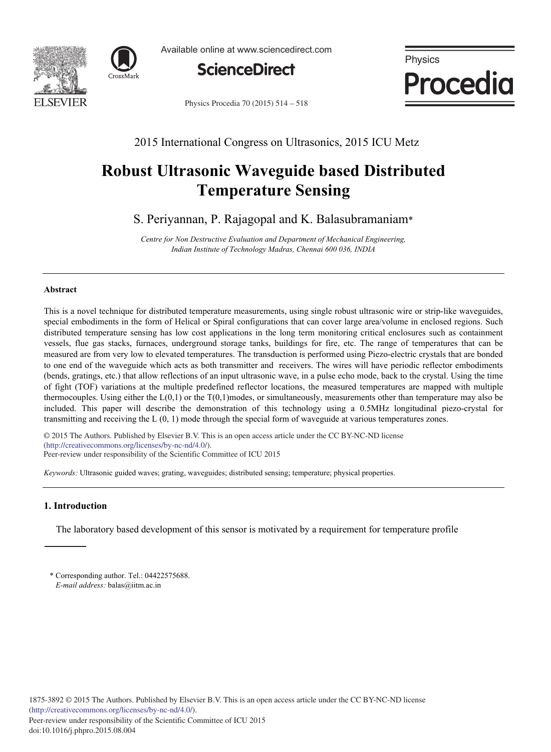2015 International Congress on Ultrasonics, 2015 ICU Metz

# Robust Ultrasonic Waveguide based Distributed Temperature Sensing

S. Periyannan, P. Rajagopal and K. Balasubramaniam*

*Centre for Non Destructive Evaluation and Department of Mechanical Engineering, Indian Institute of Technology Madras, Chennai 600 036, INDIA*

## Abstract

This is a novel technique for distributed temperature measurements, using single robust ultrasonic wire or strip-like waveguides, special embodiments in the form of Helical or Spiral configurations that can cover large area/volume in enclosed regions. Such distributed temperature sensing has low cost applications in the long term monitoring critical enclosures such as containment vessels, flue gas stacks, furnaces, underground storage tanks, buildings for fire, etc. The range of temperatures that can be measured are from very low to elevated temperatures. The transduction is performed using Piezo-electric crystals that are bonded to one end of the waveguide which acts as both transmitter and receivers. The wires will have periodic reflector embodiments (bends, gratings, etc.) that allow reflections of an input ultrasonic wave, in a pulse echo mode, back to the crystal. Using the time of fight (TOF) variations at the multiple predefined reflector locations, the measured temperatures are mapped with multiple thermocouples. Using either the L(0,1) or the T(0,1)modes, or simultaneously, measurements other than temperature may also be included. This paper will describe the demonstration of this technology using a 0.5MHz longitudinal piezo-crystal for transmitting and receiving the L (0, 1) mode through the special form of waveguide at various temperatures zones.

© 2015 The Authors. Published by Elsevier B.V. This is an open access article under the CC BY-NC-ND license (http://creativecommons.org/licenses/by-nc-nd/4.0/).
Peer-review under responsibility of the Scientific Committee of ICU 2015

*Keywords:* Ultrasonic guided waves; grating, waveguides; distributed sensing; temperature; physical properties.

## 1. Introduction

The laboratory based development of this sensor is motivated by a requirement for temperature profile

\* Corresponding author. Tel.: 04422575688.
*E-mail address:* balas@iitm.ac.in

1875-3892 © 2015 The Authors. Published by Elsevier B.V. This is an open access article under the CC BY-NC-ND license (http://creativecommons.org/licenses/by-nc-nd/4.0/).
Peer-review under responsibility of the Scientific Committee of ICU 2015
doi:10.1016/j.phpro.2015.08.004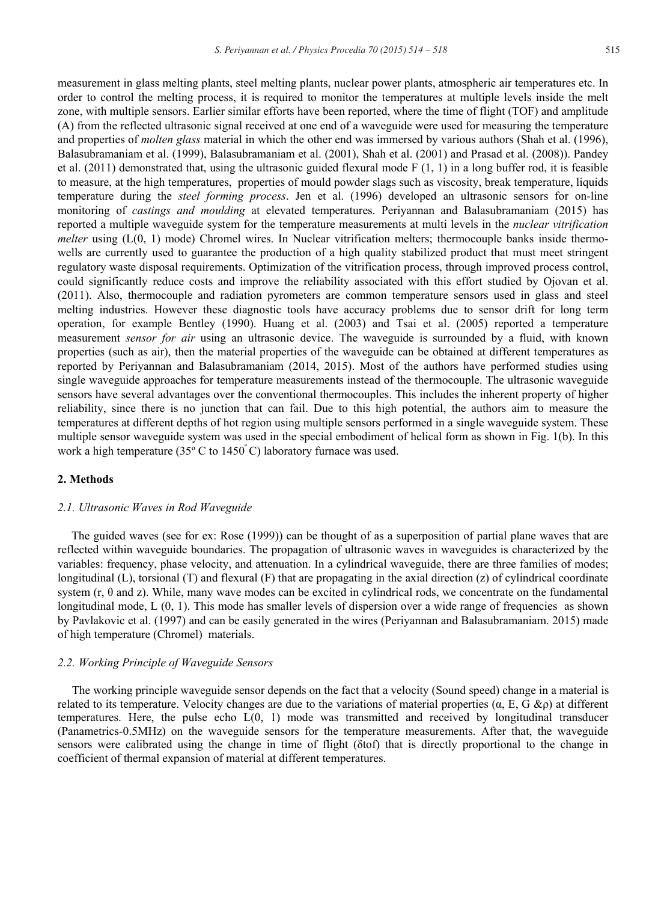measurement in glass melting plants, steel melting plants, nuclear power plants, atmospheric air temperatures etc. In order to control the melting process, it is required to monitor the temperatures at multiple levels inside the melt zone, with multiple sensors. Earlier similar efforts have been reported, where the time of flight (TOF) and amplitude (A) from the reflected ultrasonic signal received at one end of a waveguide were used for measuring the temperature and properties of *molten glass* material in which the other end was immersed by various authors (Shah et al. (1996), Balasubramaniam et al. (1999), Balasubramaniam et al. (2001), Shah et al. (2001) and Prasad et al. (2008)). Pandey et al. (2011) demonstrated that, using the ultrasonic guided flexural mode F (1, 1) in a long buffer rod, it is feasible to measure, at the high temperatures, properties of mould powder slags such as viscosity, break temperature, liquids temperature during the *steel forming process*. Jen et al. (1996) developed an ultrasonic sensors for on-line monitoring of *castings and moulding* at elevated temperatures. Periyannan and Balasubramaniam (2015) has reported a multiple waveguide system for the temperature measurements at multi levels in the *nuclear vitrification melter* using (L(0, 1) mode) Chromel wires. In Nuclear vitrification melters; thermocouple banks inside thermo-wells are currently used to guarantee the production of a high quality stabilized product that must meet stringent regulatory waste disposal requirements. Optimization of the vitrification process, through improved process control, could significantly reduce costs and improve the reliability associated with this effort studied by Ojovan et al. (2011). Also, thermocouple and radiation pyrometers are common temperature sensors used in glass and steel melting industries. However these diagnostic tools have accuracy problems due to sensor drift for long term operation, for example Bentley (1990). Huang et al. (2003) and Tsai et al. (2005) reported a temperature measurement *sensor for air* using an ultrasonic device. The waveguide is surrounded by a fluid, with known properties (such as air), then the material properties of the waveguide can be obtained at different temperatures as reported by Periyannan and Balasubramaniam (2014, 2015). Most of the authors have performed studies using single waveguide approaches for temperature measurements instead of the thermocouple. The ultrasonic waveguide sensors have several advantages over the conventional thermocouples. This includes the inherent property of higher reliability, since there is no junction that can fail. Due to this high potential, the authors aim to measure the temperatures at different depths of hot region using multiple sensors performed in a single waveguide system. These multiple sensor waveguide system was used in the special embodiment of helical form as shown in Fig. 1(b). In this work a high temperature (35º C to 1450° C) laboratory furnace was used.

## 2. Methods

### *2.1. Ultrasonic Waves in Rod Waveguide*

The guided waves (see for ex: Rose (1999)) can be thought of as a superposition of partial plane waves that are reflected within waveguide boundaries. The propagation of ultrasonic waves in waveguides is characterized by the variables: frequency, phase velocity, and attenuation. In a cylindrical waveguide, there are three families of modes; longitudinal (L), torsional (T) and flexural (F) that are propagating in the axial direction (z) of cylindrical coordinate system (r, θ and z). While, many wave modes can be excited in cylindrical rods, we concentrate on the fundamental longitudinal mode, L (0, 1). This mode has smaller levels of dispersion over a wide range of frequencies as shown by Pavlakovic et al. (1997) and can be easily generated in the wires (Periyannan and Balasubramaniam. 2015) made of high temperature (Chromel) materials.

### *2.2. Working Principle of Waveguide Sensors*

The working principle waveguide sensor depends on the fact that a velocity (Sound speed) change in a material is related to its temperature. Velocity changes are due to the variations of material properties (α, E, G &ρ) at different temperatures. Here, the pulse echo L(0, 1) mode was transmitted and received by longitudinal transducer (Panametrics-0.5MHz) on the waveguide sensors for the temperature measurements. After that, the waveguide sensors were calibrated using the change in time of flight (δtof) that is directly proportional to the change in coefficient of thermal expansion of material at different temperatures.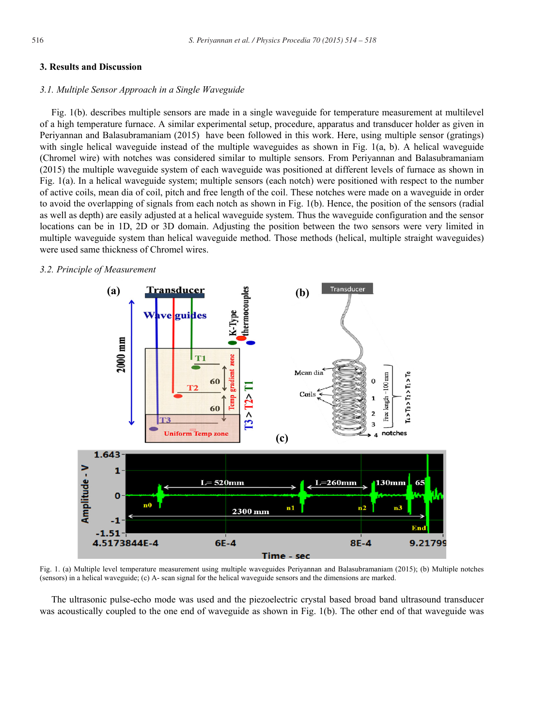## 3. Results and Discussion

### *3.1. Multiple Sensor Approach in a Single Waveguide*

Fig. 1(b). describes multiple sensors are made in a single waveguide for temperature measurement at multilevel of a high temperature furnace. A similar experimental setup, procedure, apparatus and transducer holder as given in Periyannan and Balasubramaniam (2015) have been followed in this work. Here, using multiple sensor (gratings) with single helical waveguide instead of the multiple waveguides as shown in Fig. 1(a, b). A helical waveguide (Chromel wire) with notches was considered similar to multiple sensors. From Periyannan and Balasubramaniam (2015) the multiple waveguide system of each waveguide was positioned at different levels of furnace as shown in Fig. 1(a). In a helical waveguide system; multiple sensors (each notch) were positioned with respect to the number of active coils, mean dia of coil, pitch and free length of the coil. These notches were made on a waveguide in order to avoid the overlapping of signals from each notch as shown in Fig. 1(b). Hence, the position of the sensors (radial as well as depth) are easily adjusted at a helical waveguide system. Thus the waveguide configuration and the sensor locations can be in 1D, 2D or 3D domain. Adjusting the position between the two sensors were very limited in multiple waveguide system than helical waveguide method. Those methods (helical, multiple straight waveguides) were used same thickness of Chromel wires.

### *3.2. Principle of Measurement*

Fig. 1. (a) Multiple level temperature measurement using multiple waveguides Periyannan and Balasubramaniam (2015); (b) Multiple notches (sensors) in a helical waveguide; (c) A- scan signal for the helical waveguide sensors and the dimensions are marked.

The ultrasonic pulse-echo mode was used and the piezoelectric crystal based broad band ultrasound transducer was acoustically coupled to the one end of waveguide as shown in Fig. 1(b). The other end of that waveguide was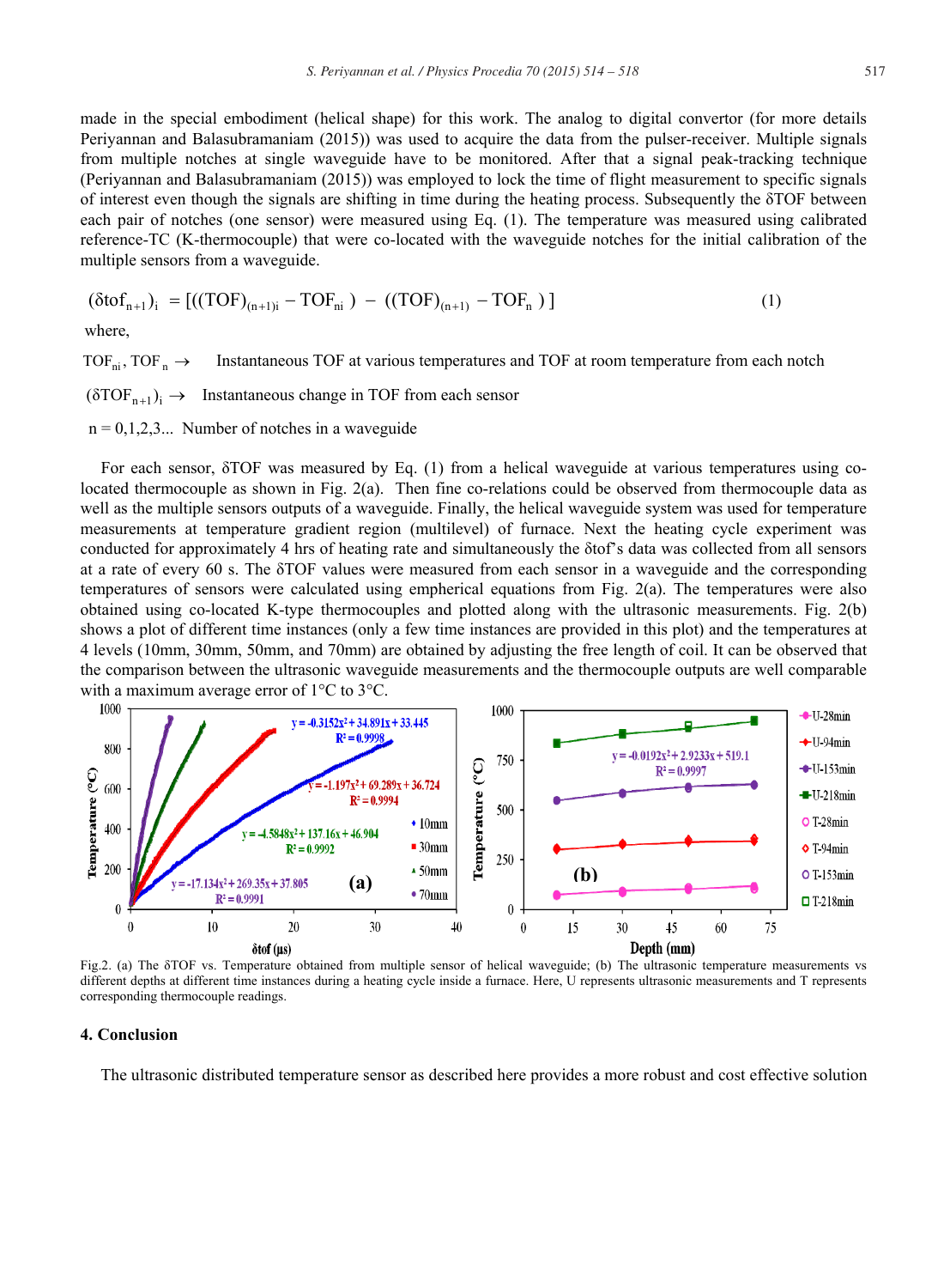made in the special embodiment (helical shape) for this work. The analog to digital convertor (for more details Periyannan and Balasubramaniam (2015)) was used to acquire the data from the pulser-receiver. Multiple signals from multiple notches at single waveguide have to be monitored. After that a signal peak-tracking technique (Periyannan and Balasubramaniam (2015)) was employed to lock the time of flight measurement to specific signals of interest even though the signals are shifting in time during the heating process. Subsequently the δTOF between each pair of notches (one sensor) were measured using Eq. (1). The temperature was measured using calibrated reference-TC (K-thermocouple) that were co-located with the waveguide notches for the initial calibration of the multiple sensors from a waveguide.

$$(\delta tof_{n+1})_i = [((TOF)_{(n+1)i} - TOF_{ni}) - ((TOF)_{(n+1)} - TOF_n)] \quad (1)$$

where,

$TOF_{ni}$, $TOF_n$ → Instantaneous TOF at various temperatures and TOF at room temperature from each notch

$(\delta TOF_{n+1})_i$ → Instantaneous change in TOF from each sensor

n = 0,1,2,3... Number of notches in a waveguide

For each sensor, δTOF was measured by Eq. (1) from a helical waveguide at various temperatures using co-located thermocouple as shown in Fig. 2(a). Then fine co-relations could be observed from thermocouple data as well as the multiple sensors outputs of a waveguide. Finally, the helical waveguide system was used for temperature measurements at temperature gradient region (multilevel) of furnace. Next the heating cycle experiment was conducted for approximately 4 hrs of heating rate and simultaneously the δtof's data was collected from all sensors at a rate of every 60 s. The δTOF values were measured from each sensor in a waveguide and the corresponding temperatures of sensors were calculated using empherical equations from Fig. 2(a). The temperatures were also obtained using co-located K-type thermocouples and plotted along with the ultrasonic measurements. Fig. 2(b) shows a plot of different time instances (only a few time instances are provided in this plot) and the temperatures at 4 levels (10mm, 30mm, 50mm, and 70mm) are obtained by adjusting the free length of coil. It can be observed that the comparison between the ultrasonic waveguide measurements and the thermocouple outputs are well comparable with a maximum average error of 1°C to 3°C.

Fig.2. (a) The δTOF vs. Temperature obtained from multiple sensor of helical waveguide; (b) The ultrasonic temperature measurements vs different depths at different time instances during a heating cycle inside a furnace. Here, U represents ultrasonic measurements and T represents corresponding thermocouple readings.

## 4. Conclusion

The ultrasonic distributed temperature sensor as described here provides a more robust and cost effective solution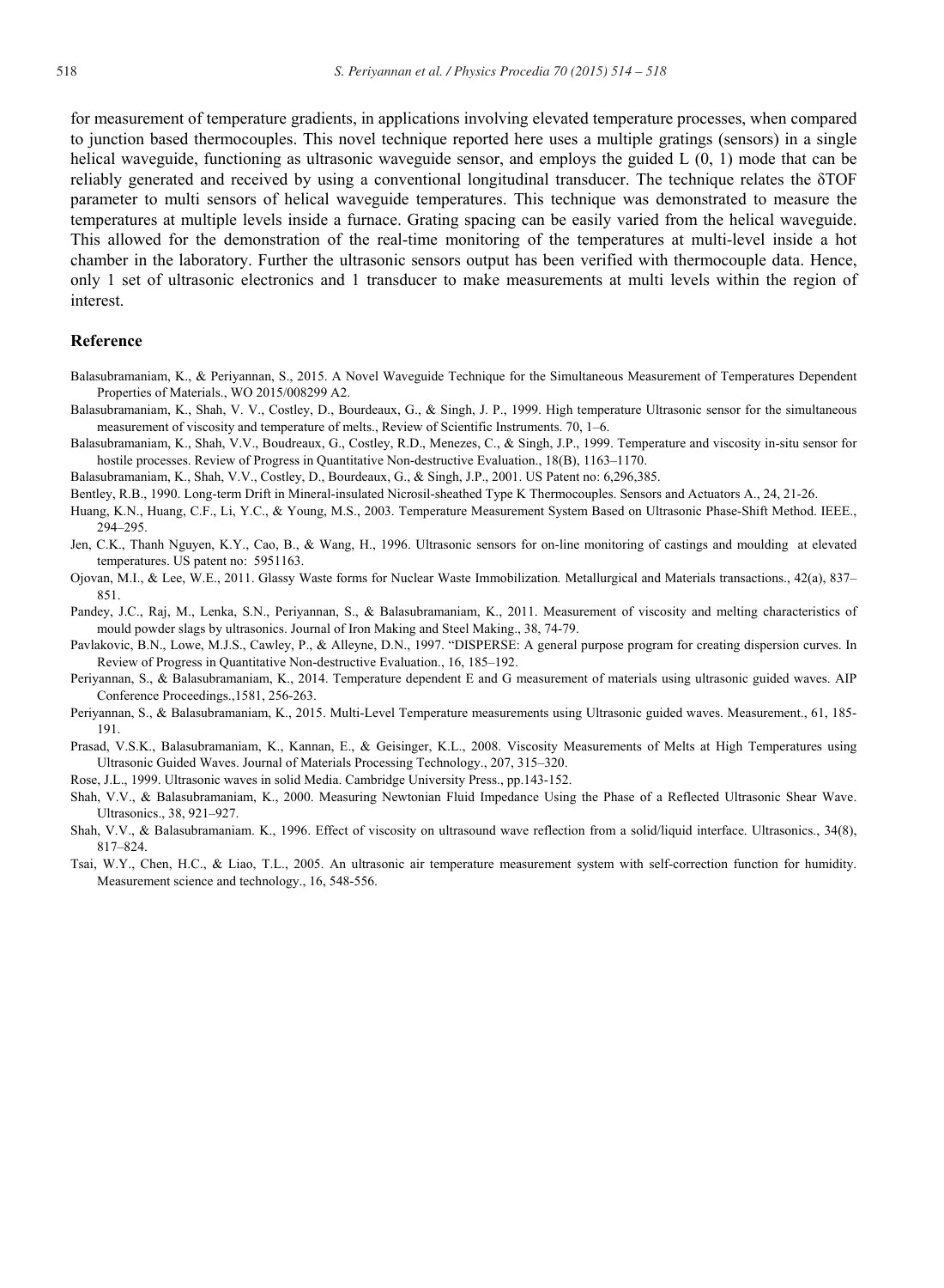for measurement of temperature gradients, in applications involving elevated temperature processes, when compared to junction based thermocouples. This novel technique reported here uses a multiple gratings (sensors) in a single helical waveguide, functioning as ultrasonic waveguide sensor, and employs the guided L (0, 1) mode that can be reliably generated and received by using a conventional longitudinal transducer. The technique relates the δTOF parameter to multi sensors of helical waveguide temperatures. This technique was demonstrated to measure the temperatures at multiple levels inside a furnace. Grating spacing can be easily varied from the helical waveguide. This allowed for the demonstration of the real-time monitoring of the temperatures at multi-level inside a hot chamber in the laboratory. Further the ultrasonic sensors output has been verified with thermocouple data. Hence, only 1 set of ultrasonic electronics and 1 transducer to make measurements at multi levels within the region of interest.

## Reference

Balasubramaniam, K., & Periyannan, S., 2015. A Novel Waveguide Technique for the Simultaneous Measurement of Temperatures Dependent Properties of Materials., WO 2015/008299 A2.

Balasubramaniam, K., Shah, V. V., Costley, D., Bourdeaux, G., & Singh, J. P., 1999. High temperature Ultrasonic sensor for the simultaneous measurement of viscosity and temperature of melts., Review of Scientific Instruments. 70, 1–6.

Balasubramaniam, K., Shah, V.V., Boudreaux, G., Costley, R.D., Menezes, C., & Singh, J.P., 1999. Temperature and viscosity in-situ sensor for hostile processes. Review of Progress in Quantitative Non-destructive Evaluation., 18(B), 1163–1170.

Balasubramaniam, K., Shah, V.V., Costley, D., Bourdeaux, G., & Singh, J.P., 2001. US Patent no: 6,296,385.

Bentley, R.B., 1990. Long-term Drift in Mineral-insulated Nicrosil-sheathed Type K Thermocouples. Sensors and Actuators A., 24, 21-26.

Huang, K.N., Huang, C.F., Li, Y.C., & Young, M.S., 2003. Temperature Measurement System Based on Ultrasonic Phase-Shift Method. IEEE., 294–295.

Jen, C.K., Thanh Nguyen, K.Y., Cao, B., & Wang, H., 1996. Ultrasonic sensors for on-line monitoring of castings and moulding at elevated temperatures. US patent no: 5951163.

Ojovan, M.I., & Lee, W.E., 2011. Glassy Waste forms for Nuclear Waste Immobilization*.* Metallurgical and Materials transactions., 42(a), 837–851.

Pandey, J.C., Raj, M., Lenka, S.N., Periyannan, S., & Balasubramaniam, K., 2011. Measurement of viscosity and melting characteristics of mould powder slags by ultrasonics. Journal of Iron Making and Steel Making., 38, 74-79.

Pavlakovic, B.N., Lowe, M.J.S., Cawley, P., & Alleyne, D.N., 1997. "DISPERSE: A general purpose program for creating dispersion curves. In Review of Progress in Quantitative Non-destructive Evaluation., 16, 185–192.

Periyannan, S., & Balasubramaniam, K., 2014. Temperature dependent E and G measurement of materials using ultrasonic guided waves. AIP Conference Proceedings.,1581, 256-263.

Periyannan, S., & Balasubramaniam, K., 2015. Multi-Level Temperature measurements using Ultrasonic guided waves. Measurement., 61, 185-191.

Prasad, V.S.K., Balasubramaniam, K., Kannan, E., & Geisinger, K.L., 2008. Viscosity Measurements of Melts at High Temperatures using Ultrasonic Guided Waves. Journal of Materials Processing Technology., 207, 315–320.

Rose, J.L., 1999. Ultrasonic waves in solid Media. Cambridge University Press., pp.143-152.

Shah, V.V., & Balasubramaniam, K., 2000. Measuring Newtonian Fluid Impedance Using the Phase of a Reflected Ultrasonic Shear Wave. Ultrasonics., 38, 921–927.

Shah, V.V., & Balasubramaniam. K., 1996. Effect of viscosity on ultrasound wave reflection from a solid/liquid interface. Ultrasonics., 34(8), 817–824.

Tsai, W.Y., Chen, H.C., & Liao, T.L., 2005. An ultrasonic air temperature measurement system with self-correction function for humidity. Measurement science and technology., 16, 548-556.